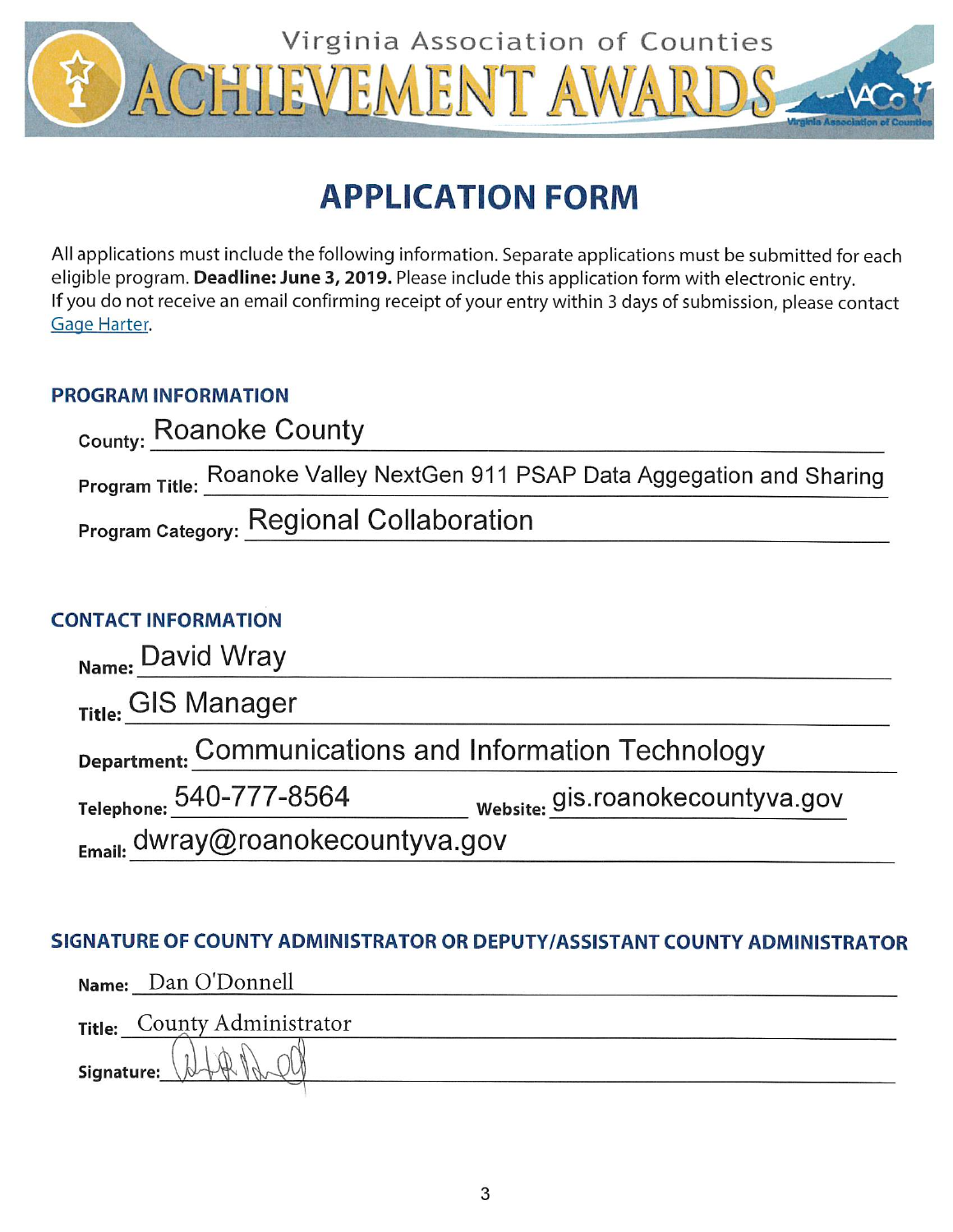# Virginia Association of Counties

# ACHIEVEMENT AWARDS

## APPLICATION FORM

All applications must include the following information. Separate applications must be submitted for each eligible program. **Deadline: June 3, 2019.** Please include this application form with electronic entry. If you do not receive an email confirming receipt of your entry within 3 days of submission, please contact Gage Harter.

### PROGRAM INFORMATION

**County:** Roanoke County

**Program Title:** Roanoke Valley NextGen 911 PSAP Data Aggegation and Sharing

**Program Category:** Regional Collaboration

### CONTACT INFORMATION

**Name:** David Wray

**Title:** GIS Manager

**Department:** Communications and Information Technology

**Telephone:** 540-777-8564 **Website:** gis.roanokecountyva.gov

**Email:** dwray@roanokecountyva.gov

### SIGNATURE OF COUNTY ADMINISTRATOR OR DEPUTY/ASSISTANT COUNTY ADMINISTRATOR

**Name:** Dan O'Donnell

**Title:** County Administrator

**Signature:** [signature]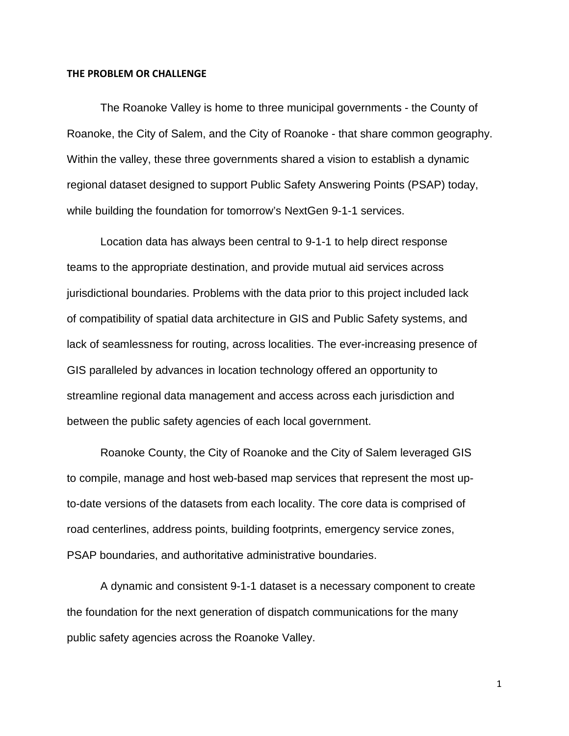## THE PROBLEM OR CHALLENGE

The Roanoke Valley is home to three municipal governments - the County of Roanoke, the City of Salem, and the City of Roanoke - that share common geography. Within the valley, these three governments shared a vision to establish a dynamic regional dataset designed to support Public Safety Answering Points (PSAP) today, while building the foundation for tomorrow's NextGen 9-1-1 services.

Location data has always been central to 9-1-1 to help direct response teams to the appropriate destination, and provide mutual aid services across jurisdictional boundaries. Problems with the data prior to this project included lack of compatibility of spatial data architecture in GIS and Public Safety systems, and lack of seamlessness for routing, across localities. The ever-increasing presence of GIS paralleled by advances in location technology offered an opportunity to streamline regional data management and access across each jurisdiction and between the public safety agencies of each local government.

Roanoke County, the City of Roanoke and the City of Salem leveraged GIS to compile, manage and host web-based map services that represent the most up-to-date versions of the datasets from each locality. The core data is comprised of road centerlines, address points, building footprints, emergency service zones, PSAP boundaries, and authoritative administrative boundaries.

A dynamic and consistent 9-1-1 dataset is a necessary component to create the foundation for the next generation of dispatch communications for the many public safety agencies across the Roanoke Valley.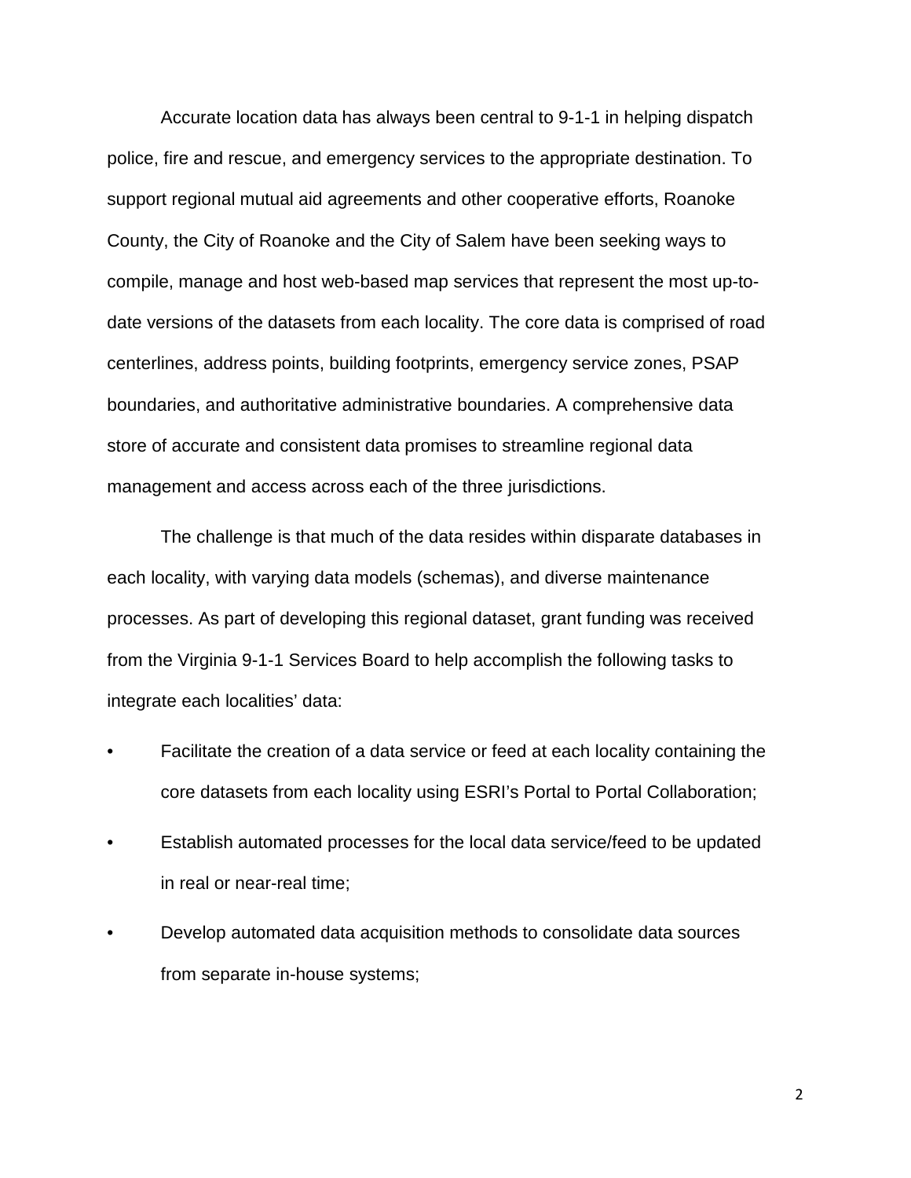Accurate location data has always been central to 9-1-1 in helping dispatch police, fire and rescue, and emergency services to the appropriate destination. To support regional mutual aid agreements and other cooperative efforts, Roanoke County, the City of Roanoke and the City of Salem have been seeking ways to compile, manage and host web-based map services that represent the most up-to-date versions of the datasets from each locality. The core data is comprised of road centerlines, address points, building footprints, emergency service zones, PSAP boundaries, and authoritative administrative boundaries. A comprehensive data store of accurate and consistent data promises to streamline regional data management and access across each of the three jurisdictions.

The challenge is that much of the data resides within disparate databases in each locality, with varying data models (schemas), and diverse maintenance processes. As part of developing this regional dataset, grant funding was received from the Virginia 9-1-1 Services Board to help accomplish the following tasks to integrate each localities' data:

- Facilitate the creation of a data service or feed at each locality containing the core datasets from each locality using ESRI's Portal to Portal Collaboration;
- Establish automated processes for the local data service/feed to be updated in real or near-real time;
- Develop automated data acquisition methods to consolidate data sources from separate in-house systems;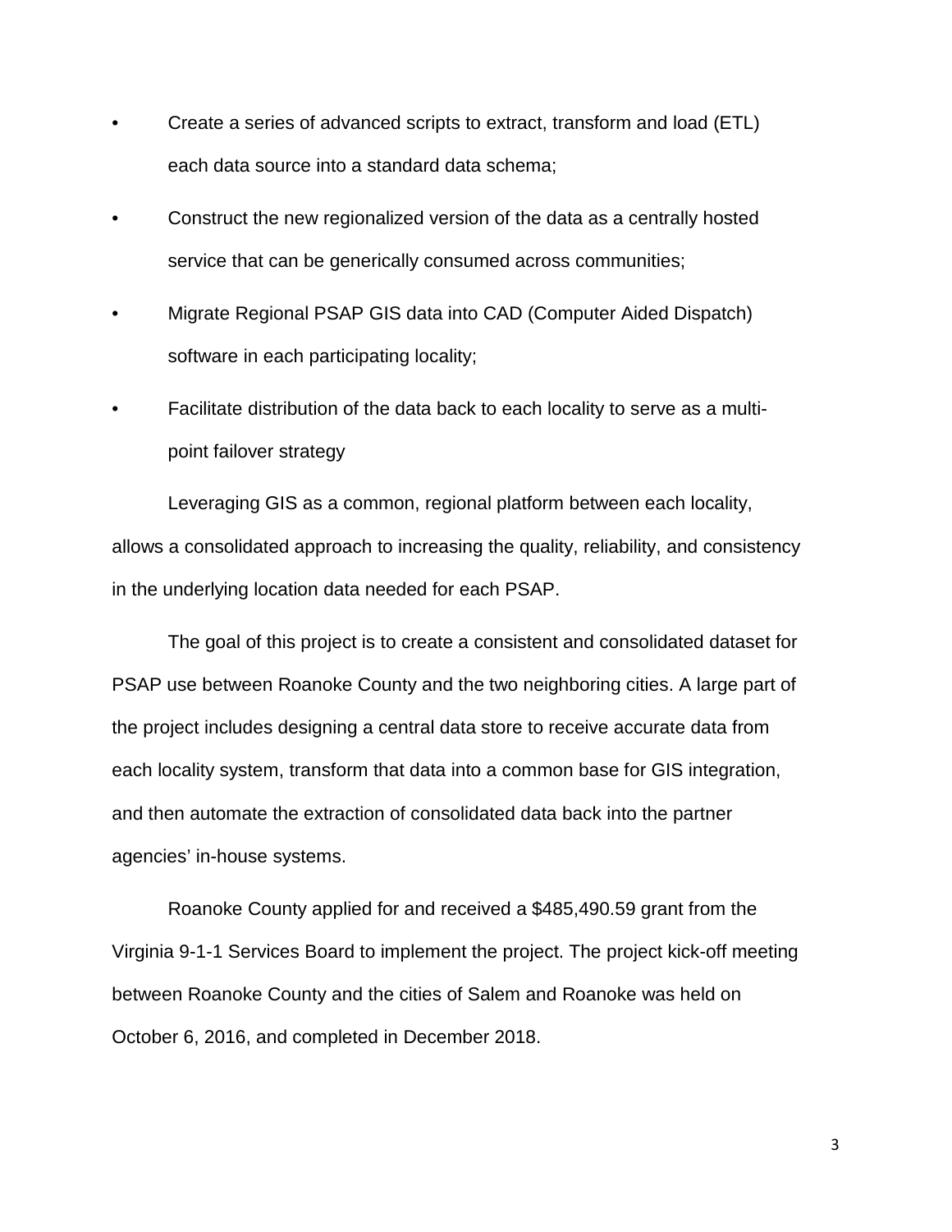- Create a series of advanced scripts to extract, transform and load (ETL) each data source into a standard data schema;
- Construct the new regionalized version of the data as a centrally hosted service that can be generically consumed across communities;
- Migrate Regional PSAP GIS data into CAD (Computer Aided Dispatch) software in each participating locality;
- Facilitate distribution of the data back to each locality to serve as a multi-point failover strategy

Leveraging GIS as a common, regional platform between each locality, allows a consolidated approach to increasing the quality, reliability, and consistency in the underlying location data needed for each PSAP.

The goal of this project is to create a consistent and consolidated dataset for PSAP use between Roanoke County and the two neighboring cities. A large part of the project includes designing a central data store to receive accurate data from each locality system, transform that data into a common base for GIS integration, and then automate the extraction of consolidated data back into the partner agencies' in-house systems.

Roanoke County applied for and received a $485,490.59 grant from the Virginia 9-1-1 Services Board to implement the project. The project kick-off meeting between Roanoke County and the cities of Salem and Roanoke was held on October 6, 2016, and completed in December 2018.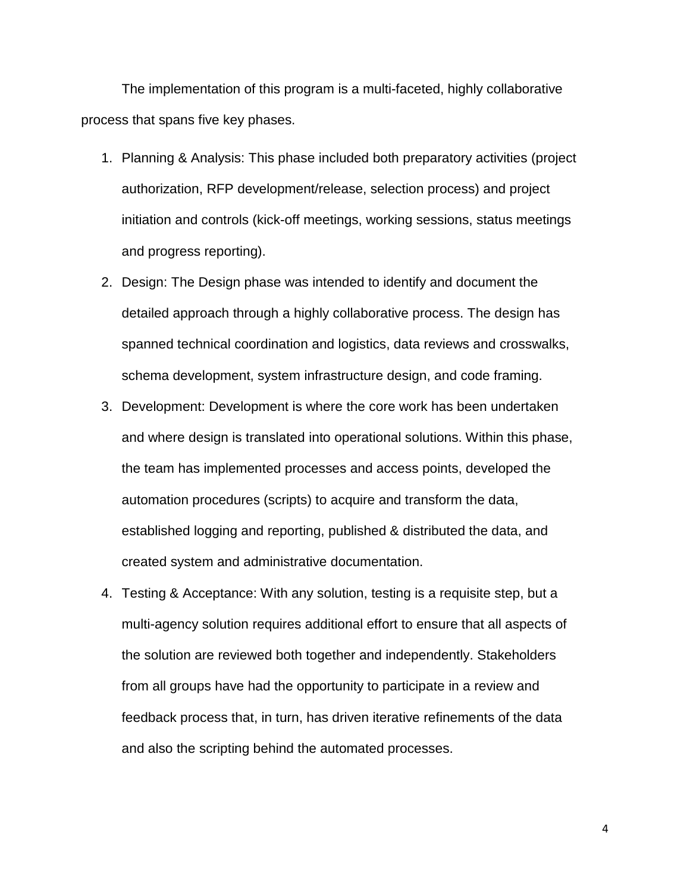The implementation of this program is a multi-faceted, highly collaborative process that spans five key phases.

1. Planning & Analysis: This phase included both preparatory activities (project authorization, RFP development/release, selection process) and project initiation and controls (kick-off meetings, working sessions, status meetings and progress reporting).
2. Design: The Design phase was intended to identify and document the detailed approach through a highly collaborative process. The design has spanned technical coordination and logistics, data reviews and crosswalks, schema development, system infrastructure design, and code framing.
3. Development: Development is where the core work has been undertaken and where design is translated into operational solutions. Within this phase, the team has implemented processes and access points, developed the automation procedures (scripts) to acquire and transform the data, established logging and reporting, published & distributed the data, and created system and administrative documentation.
4. Testing & Acceptance: With any solution, testing is a requisite step, but a multi-agency solution requires additional effort to ensure that all aspects of the solution are reviewed both together and independently. Stakeholders from all groups have had the opportunity to participate in a review and feedback process that, in turn, has driven iterative refinements of the data and also the scripting behind the automated processes.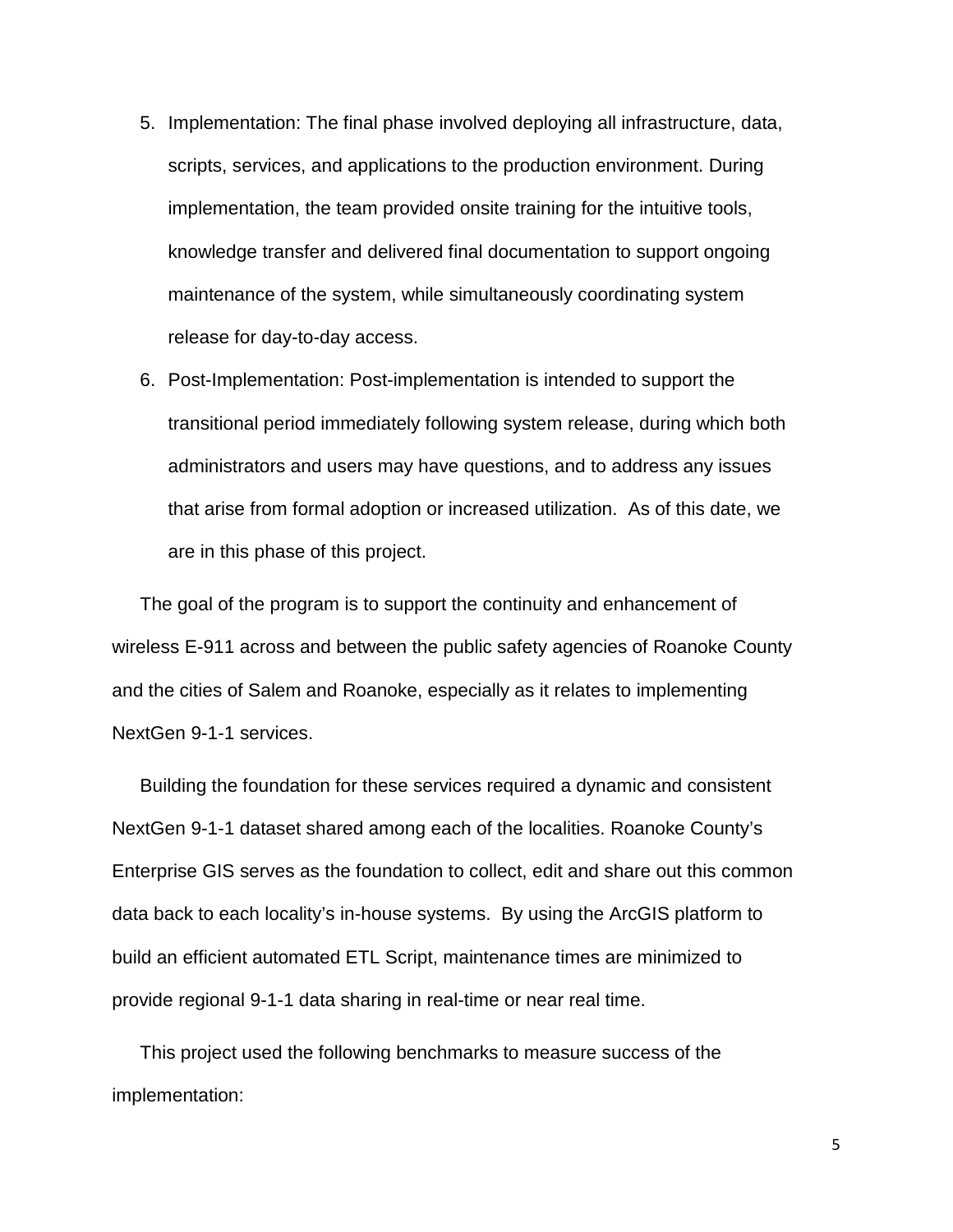5. Implementation: The final phase involved deploying all infrastructure, data, scripts, services, and applications to the production environment. During implementation, the team provided onsite training for the intuitive tools, knowledge transfer and delivered final documentation to support ongoing maintenance of the system, while simultaneously coordinating system release for day-to-day access.
6. Post-Implementation: Post-implementation is intended to support the transitional period immediately following system release, during which both administrators and users may have questions, and to address any issues that arise from formal adoption or increased utilization. As of this date, we are in this phase of this project.

The goal of the program is to support the continuity and enhancement of wireless E-911 across and between the public safety agencies of Roanoke County and the cities of Salem and Roanoke, especially as it relates to implementing NextGen 9-1-1 services.

Building the foundation for these services required a dynamic and consistent NextGen 9-1-1 dataset shared among each of the localities. Roanoke County's Enterprise GIS serves as the foundation to collect, edit and share out this common data back to each locality's in-house systems. By using the ArcGIS platform to build an efficient automated ETL Script, maintenance times are minimized to provide regional 9-1-1 data sharing in real-time or near real time.

This project used the following benchmarks to measure success of the implementation: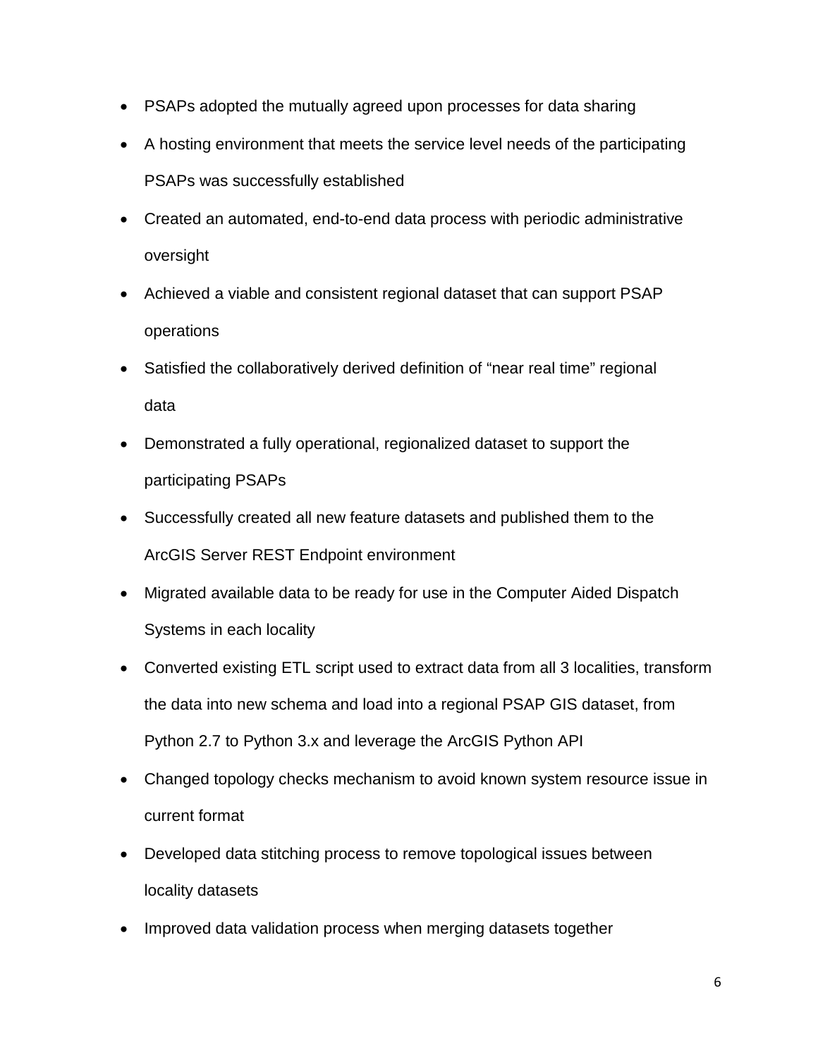- PSAPs adopted the mutually agreed upon processes for data sharing
- A hosting environment that meets the service level needs of the participating PSAPs was successfully established
- Created an automated, end-to-end data process with periodic administrative oversight
- Achieved a viable and consistent regional dataset that can support PSAP operations
- Satisfied the collaboratively derived definition of “near real time” regional data
- Demonstrated a fully operational, regionalized dataset to support the participating PSAPs
- Successfully created all new feature datasets and published them to the ArcGIS Server REST Endpoint environment
- Migrated available data to be ready for use in the Computer Aided Dispatch Systems in each locality
- Converted existing ETL script used to extract data from all 3 localities, transform the data into new schema and load into a regional PSAP GIS dataset, from Python 2.7 to Python 3.x and leverage the ArcGIS Python API
- Changed topology checks mechanism to avoid known system resource issue in current format
- Developed data stitching process to remove topological issues between locality datasets
- Improved data validation process when merging datasets together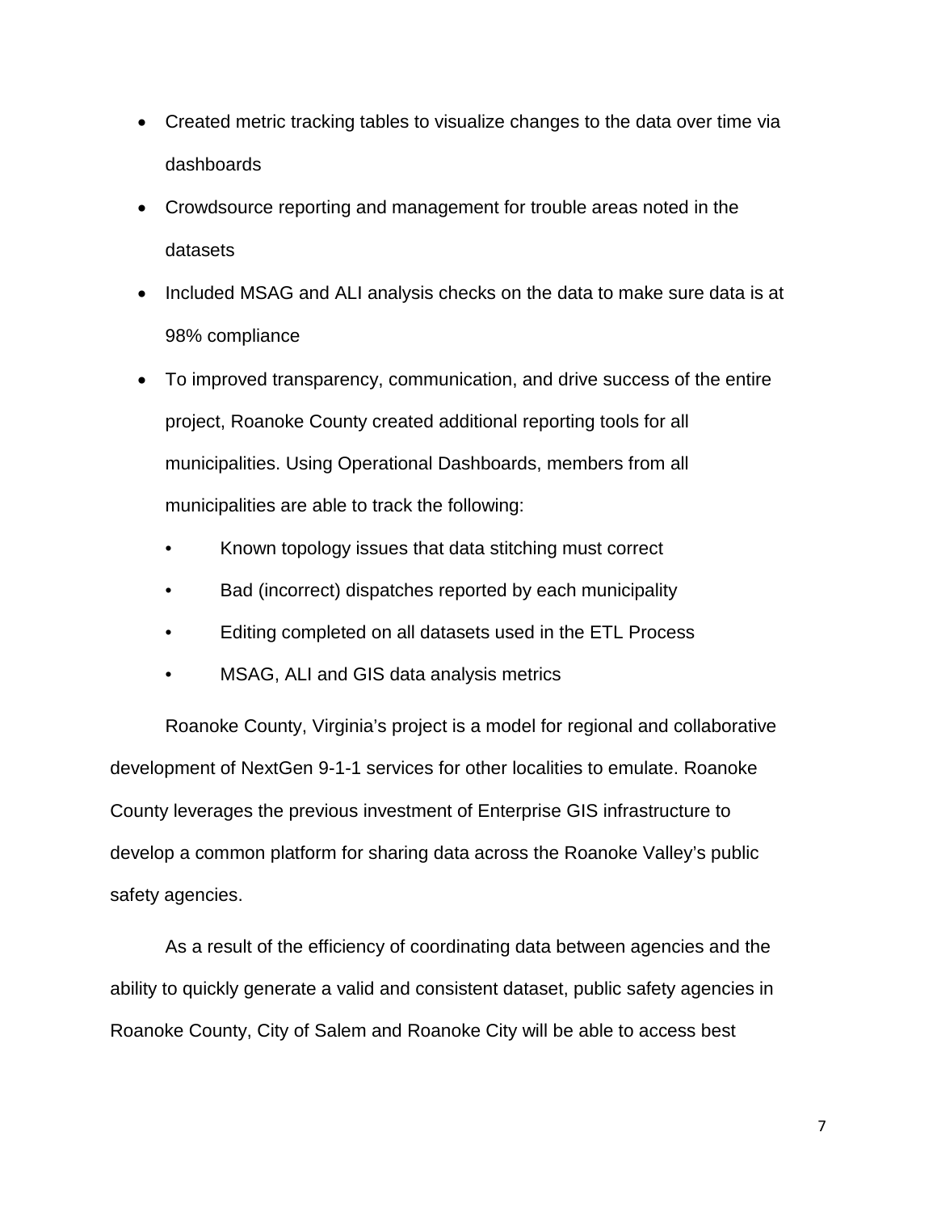- Created metric tracking tables to visualize changes to the data over time via dashboards
- Crowdsource reporting and management for trouble areas noted in the datasets
- Included MSAG and ALI analysis checks on the data to make sure data is at 98% compliance
- To improved transparency, communication, and drive success of the entire project, Roanoke County created additional reporting tools for all municipalities. Using Operational Dashboards, members from all municipalities are able to track the following:
  - Known topology issues that data stitching must correct
  - Bad (incorrect) dispatches reported by each municipality
  - Editing completed on all datasets used in the ETL Process
  - MSAG, ALI and GIS data analysis metrics

Roanoke County, Virginia's project is a model for regional and collaborative development of NextGen 9-1-1 services for other localities to emulate. Roanoke County leverages the previous investment of Enterprise GIS infrastructure to develop a common platform for sharing data across the Roanoke Valley's public safety agencies.

As a result of the efficiency of coordinating data between agencies and the ability to quickly generate a valid and consistent dataset, public safety agencies in Roanoke County, City of Salem and Roanoke City will be able to access best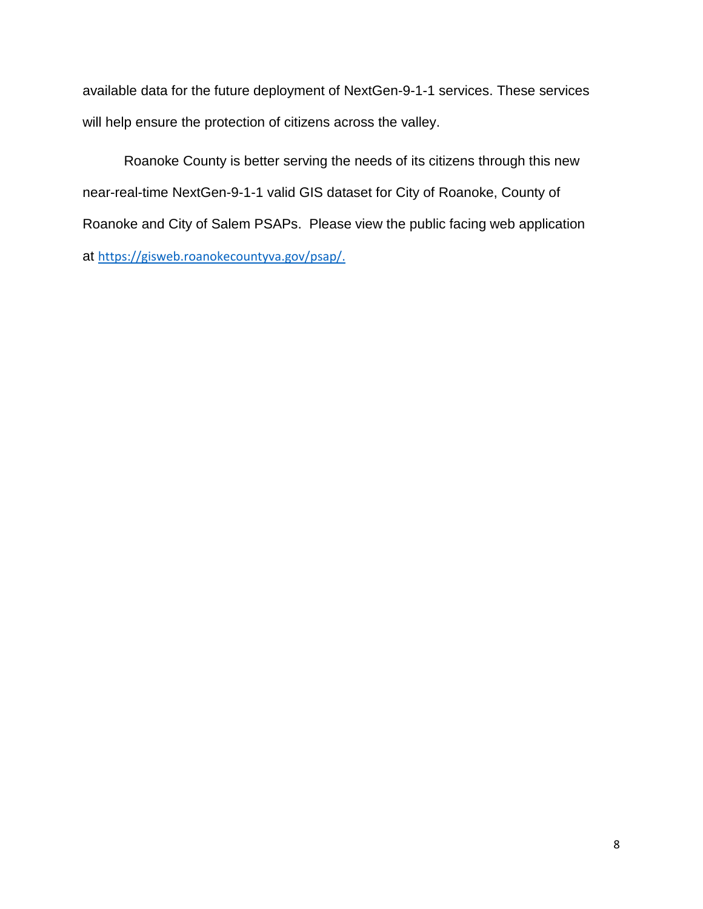available data for the future deployment of NextGen-9-1-1 services. These services will help ensure the protection of citizens across the valley.

Roanoke County is better serving the needs of its citizens through this new near-real-time NextGen-9-1-1 valid GIS dataset for City of Roanoke, County of Roanoke and City of Salem PSAPs. Please view the public facing web application at https://gisweb.roanokecountyva.gov/psap/.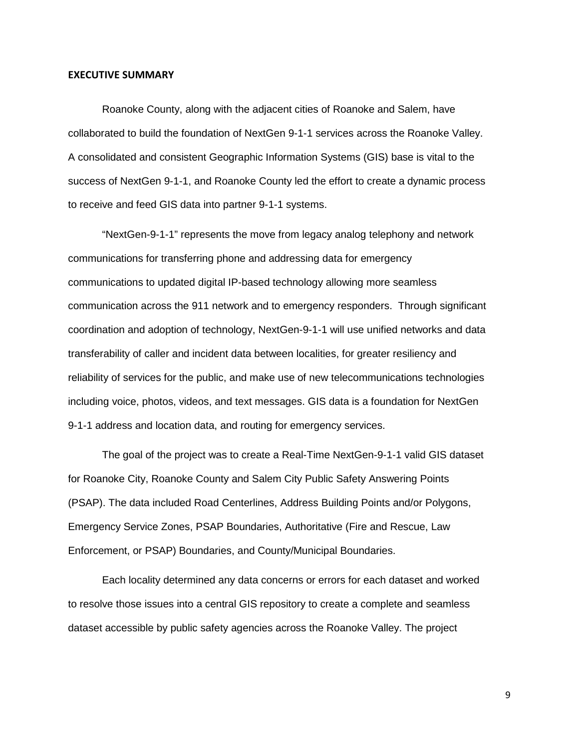## EXECUTIVE SUMMARY

Roanoke County, along with the adjacent cities of Roanoke and Salem, have collaborated to build the foundation of NextGen 9-1-1 services across the Roanoke Valley. A consolidated and consistent Geographic Information Systems (GIS) base is vital to the success of NextGen 9-1-1, and Roanoke County led the effort to create a dynamic process to receive and feed GIS data into partner 9-1-1 systems.

"NextGen-9-1-1" represents the move from legacy analog telephony and network communications for transferring phone and addressing data for emergency communications to updated digital IP-based technology allowing more seamless communication across the 911 network and to emergency responders. Through significant coordination and adoption of technology, NextGen-9-1-1 will use unified networks and data transferability of caller and incident data between localities, for greater resiliency and reliability of services for the public, and make use of new telecommunications technologies including voice, photos, videos, and text messages. GIS data is a foundation for NextGen 9-1-1 address and location data, and routing for emergency services.

The goal of the project was to create a Real-Time NextGen-9-1-1 valid GIS dataset for Roanoke City, Roanoke County and Salem City Public Safety Answering Points (PSAP). The data included Road Centerlines, Address Building Points and/or Polygons, Emergency Service Zones, PSAP Boundaries, Authoritative (Fire and Rescue, Law Enforcement, or PSAP) Boundaries, and County/Municipal Boundaries.

Each locality determined any data concerns or errors for each dataset and worked to resolve those issues into a central GIS repository to create a complete and seamless dataset accessible by public safety agencies across the Roanoke Valley. The project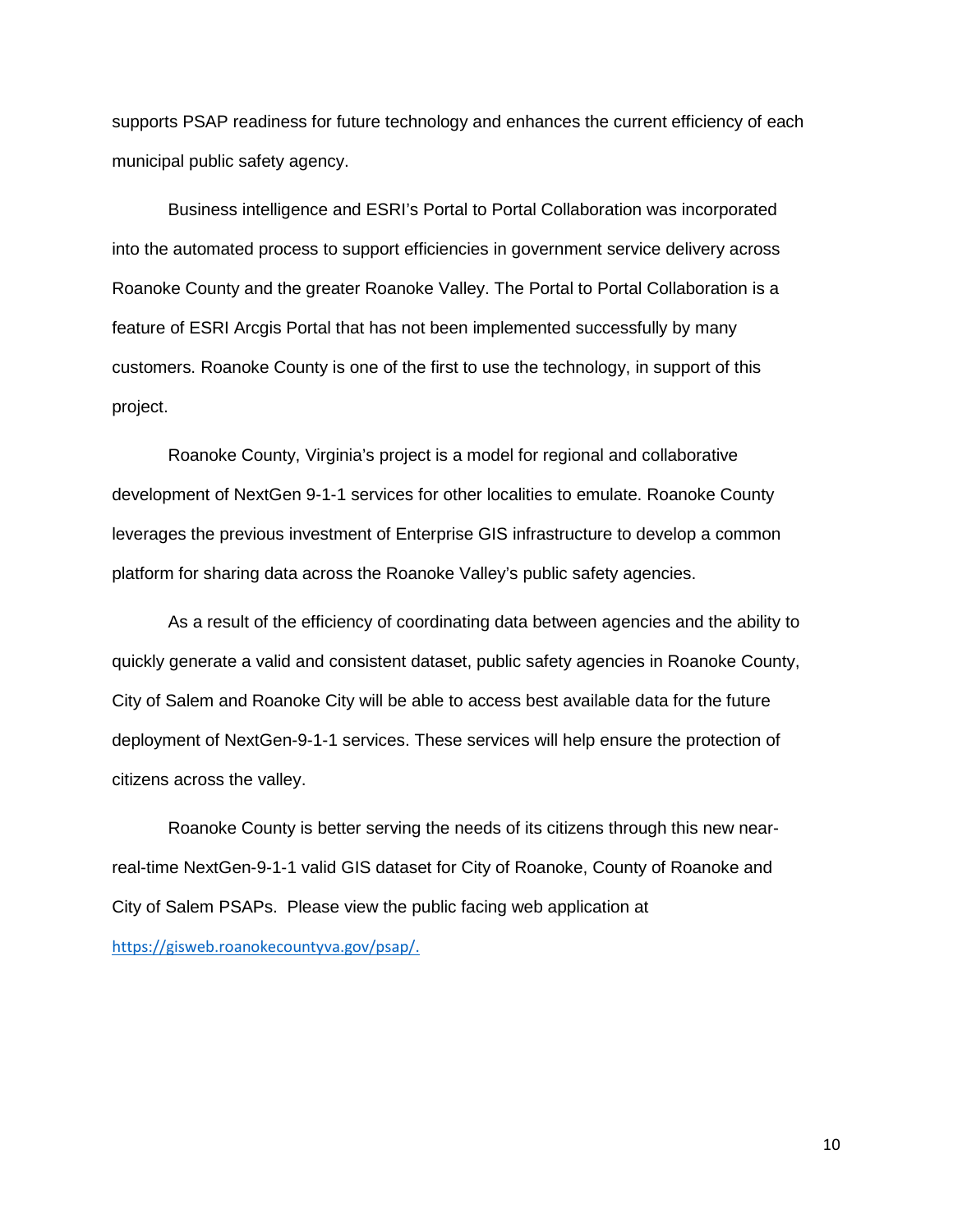supports PSAP readiness for future technology and enhances the current efficiency of each municipal public safety agency.

Business intelligence and ESRI's Portal to Portal Collaboration was incorporated into the automated process to support efficiencies in government service delivery across Roanoke County and the greater Roanoke Valley. The Portal to Portal Collaboration is a feature of ESRI Arcgis Portal that has not been implemented successfully by many customers. Roanoke County is one of the first to use the technology, in support of this project.

Roanoke County, Virginia's project is a model for regional and collaborative development of NextGen 9-1-1 services for other localities to emulate. Roanoke County leverages the previous investment of Enterprise GIS infrastructure to develop a common platform for sharing data across the Roanoke Valley's public safety agencies.

As a result of the efficiency of coordinating data between agencies and the ability to quickly generate a valid and consistent dataset, public safety agencies in Roanoke County, City of Salem and Roanoke City will be able to access best available data for the future deployment of NextGen-9-1-1 services. These services will help ensure the protection of citizens across the valley.

Roanoke County is better serving the needs of its citizens through this new near-real-time NextGen-9-1-1 valid GIS dataset for City of Roanoke, County of Roanoke and City of Salem PSAPs. Please view the public facing web application at https://gisweb.roanokecountyva.gov/psap/.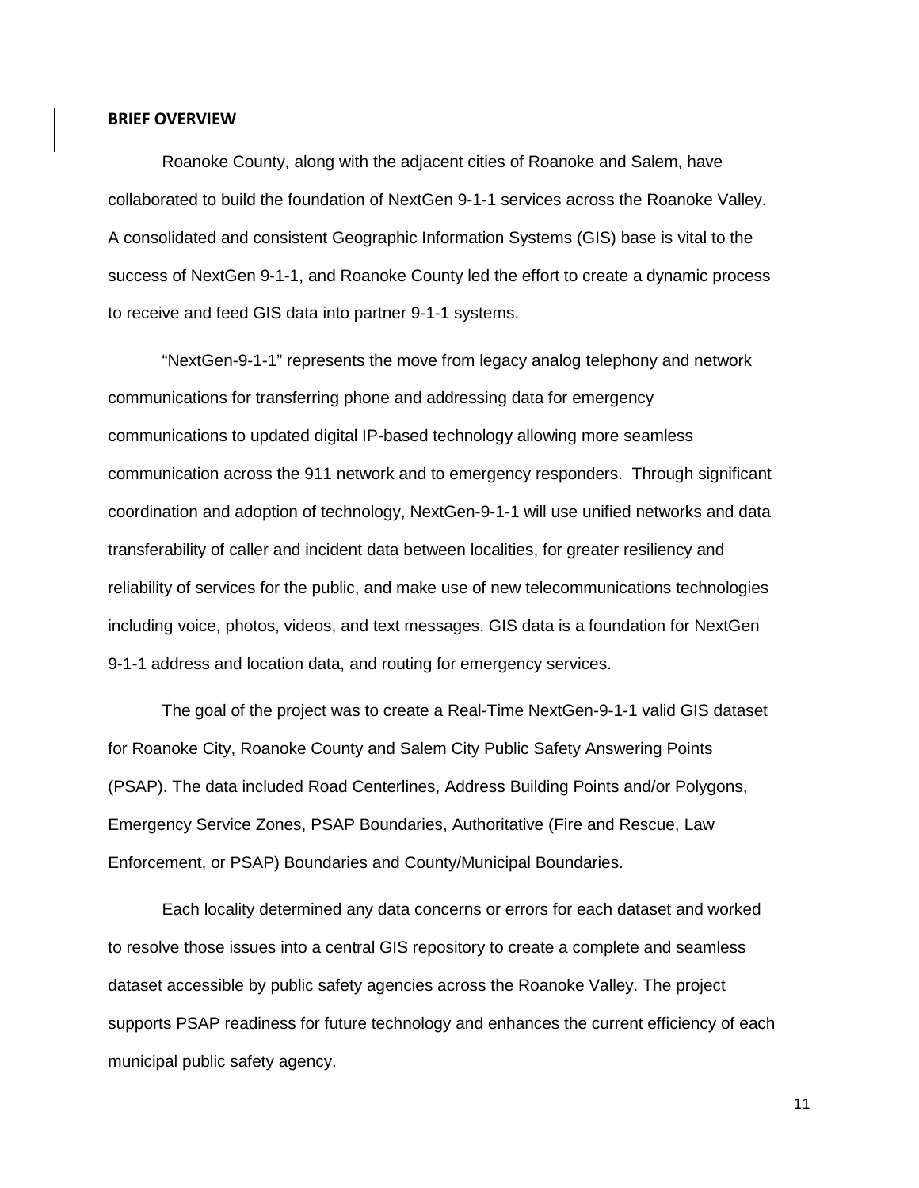## BRIEF OVERVIEW

Roanoke County, along with the adjacent cities of Roanoke and Salem, have collaborated to build the foundation of NextGen 9-1-1 services across the Roanoke Valley. A consolidated and consistent Geographic Information Systems (GIS) base is vital to the success of NextGen 9-1-1, and Roanoke County led the effort to create a dynamic process to receive and feed GIS data into partner 9-1-1 systems.

"NextGen-9-1-1" represents the move from legacy analog telephony and network communications for transferring phone and addressing data for emergency communications to updated digital IP-based technology allowing more seamless communication across the 911 network and to emergency responders. Through significant coordination and adoption of technology, NextGen-9-1-1 will use unified networks and data transferability of caller and incident data between localities, for greater resiliency and reliability of services for the public, and make use of new telecommunications technologies including voice, photos, videos, and text messages. GIS data is a foundation for NextGen 9-1-1 address and location data, and routing for emergency services.

The goal of the project was to create a Real-Time NextGen-9-1-1 valid GIS dataset for Roanoke City, Roanoke County and Salem City Public Safety Answering Points (PSAP). The data included Road Centerlines, Address Building Points and/or Polygons, Emergency Service Zones, PSAP Boundaries, Authoritative (Fire and Rescue, Law Enforcement, or PSAP) Boundaries and County/Municipal Boundaries.

Each locality determined any data concerns or errors for each dataset and worked to resolve those issues into a central GIS repository to create a complete and seamless dataset accessible by public safety agencies across the Roanoke Valley. The project supports PSAP readiness for future technology and enhances the current efficiency of each municipal public safety agency.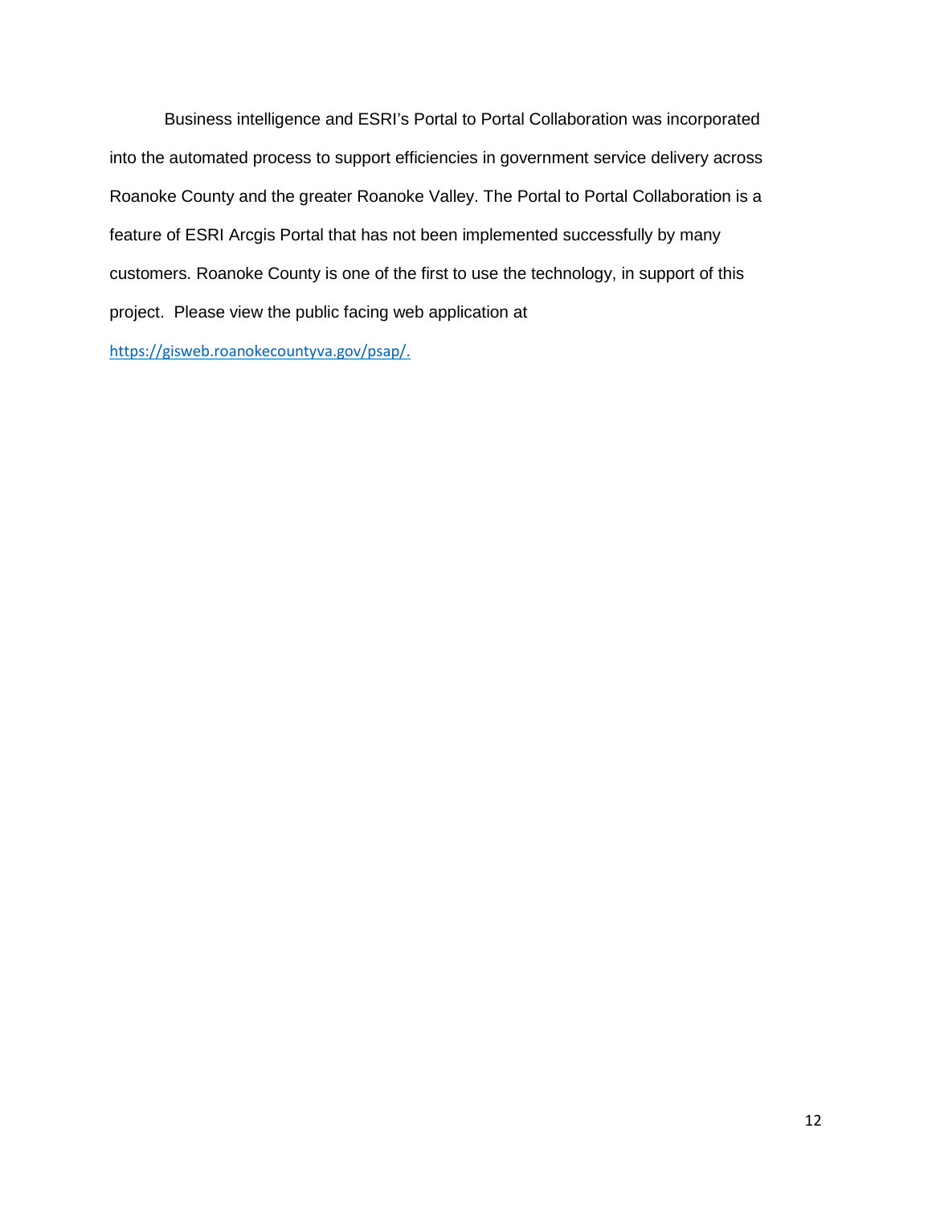Business intelligence and ESRI's Portal to Portal Collaboration was incorporated into the automated process to support efficiencies in government service delivery across Roanoke County and the greater Roanoke Valley. The Portal to Portal Collaboration is a feature of ESRI Arcgis Portal that has not been implemented successfully by many customers. Roanoke County is one of the first to use the technology, in support of this project. Please view the public facing web application at https://gisweb.roanokecountyva.gov/psap/.